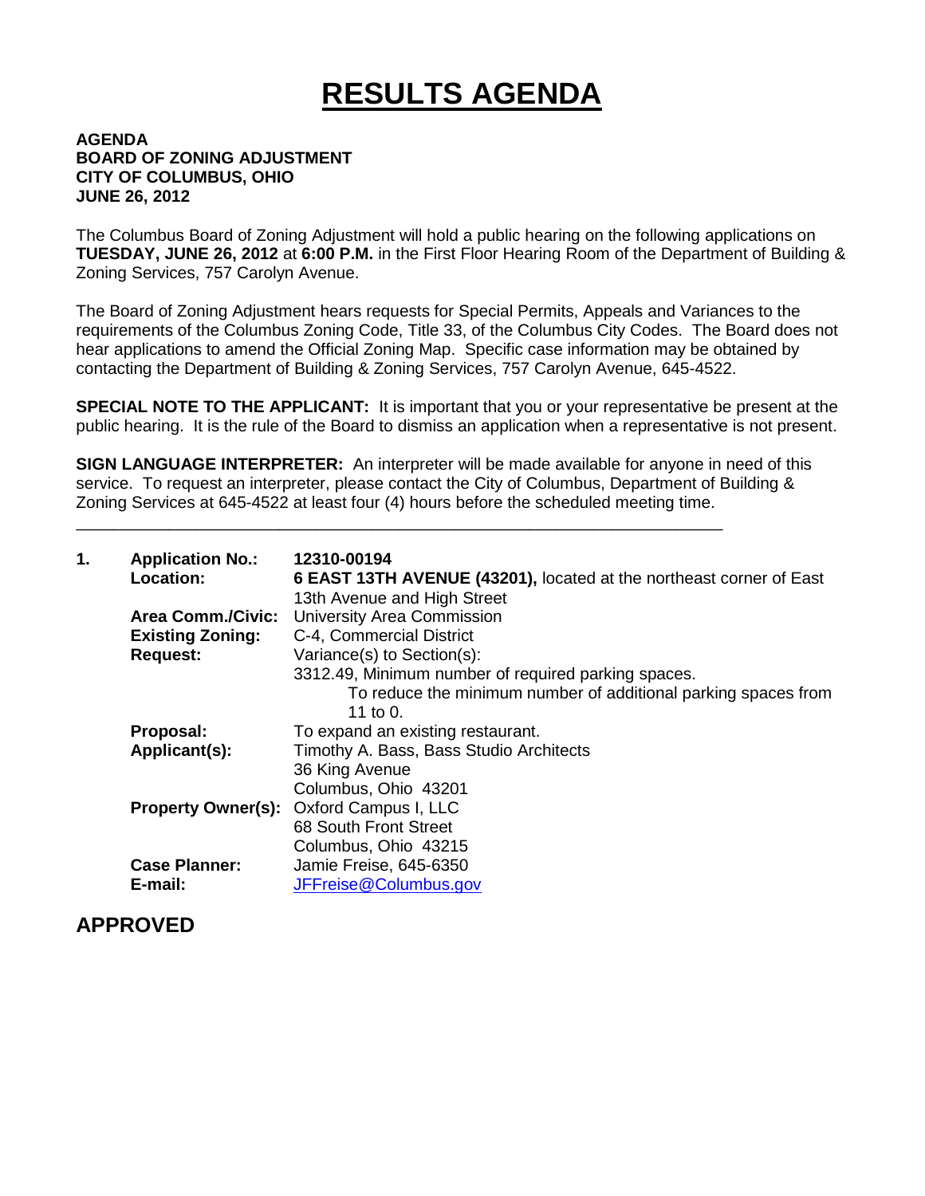# RESULTS AGENDA

**AGENDA**
**BOARD OF ZONING ADJUSTMENT**
**CITY OF COLUMBUS, OHIO**
**JUNE 26, 2012**

The Columbus Board of Zoning Adjustment will hold a public hearing on the following applications on **TUESDAY, JUNE 26, 2012** at **6:00 P.M.** in the First Floor Hearing Room of the Department of Building & Zoning Services, 757 Carolyn Avenue.

The Board of Zoning Adjustment hears requests for Special Permits, Appeals and Variances to the requirements of the Columbus Zoning Code, Title 33, of the Columbus City Codes. The Board does not hear applications to amend the Official Zoning Map. Specific case information may be obtained by contacting the Department of Building & Zoning Services, 757 Carolyn Avenue, 645-4522.

**SPECIAL NOTE TO THE APPLICANT:** It is important that you or your representative be present at the public hearing. It is the rule of the Board to dismiss an application when a representative is not present.

**SIGN LANGUAGE INTERPRETER:** An interpreter will be made available for anyone in need of this service. To request an interpreter, please contact the City of Columbus, Department of Building & Zoning Services at 645-4522 at least four (4) hours before the scheduled meeting time.

---

**1. Application No.:** **12310-00194**

**Location:** **6 EAST 13TH AVENUE (43201),** located at the northeast corner of East 13th Avenue and High Street

**Area Comm./Civic:** University Area Commission

**Existing Zoning:** C-4, Commercial District

**Request:** Variance(s) to Section(s):
3312.49, Minimum number of required parking spaces.
To reduce the minimum number of additional parking spaces from 11 to 0.

**Proposal:** To expand an existing restaurant.

**Applicant(s):** Timothy A. Bass, Bass Studio Architects
36 King Avenue
Columbus, Ohio 43201

**Property Owner(s):** Oxford Campus I, LLC
68 South Front Street
Columbus, Ohio 43215

**Case Planner:** Jamie Freise, 645-6350

**E-mail:** JFFreise@Columbus.gov

## APPROVED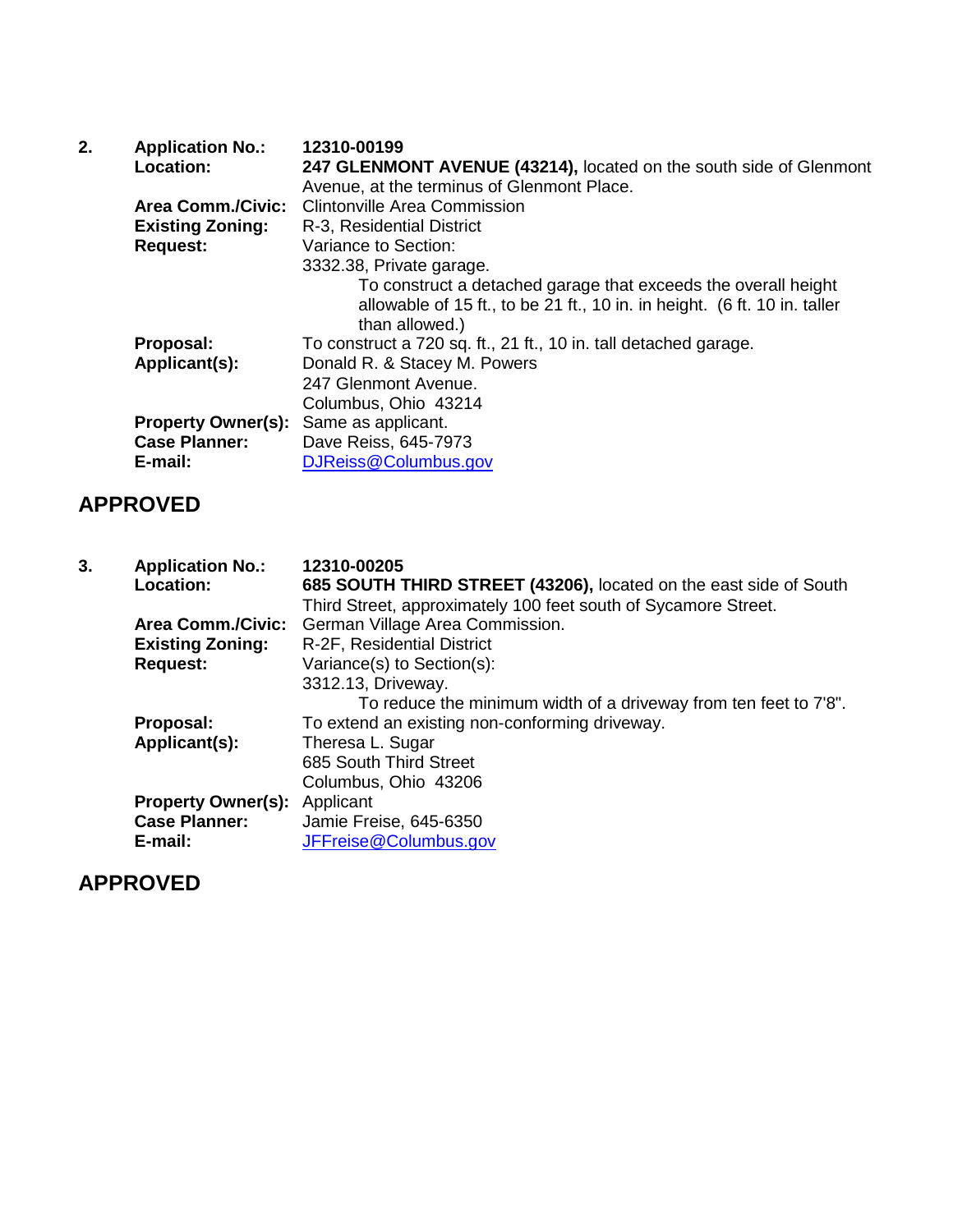**2.** **Application No.:** **12310-00199**

**Location:** **247 GLENMONT AVENUE (43214),** located on the south side of Glenmont Avenue, at the terminus of Glenmont Place.

**Area Comm./Civic:** Clintonville Area Commission

**Existing Zoning:** R-3, Residential District

**Request:** Variance to Section:
3332.38, Private garage.
To construct a detached garage that exceeds the overall height allowable of 15 ft., to be 21 ft., 10 in. in height. (6 ft. 10 in. taller than allowed.)

**Proposal:** To construct a 720 sq. ft., 21 ft., 10 in. tall detached garage.

**Applicant(s):** Donald R. & Stacey M. Powers
247 Glenmont Avenue.
Columbus, Ohio 43214

**Property Owner(s):** Same as applicant.

**Case Planner:** Dave Reiss, 645-7973

**E-mail:** DJReiss@Columbus.gov

## APPROVED

**3.** **Application No.:** **12310-00205**

**Location:** **685 SOUTH THIRD STREET (43206),** located on the east side of South Third Street, approximately 100 feet south of Sycamore Street.

**Area Comm./Civic:** German Village Area Commission.

**Existing Zoning:** R-2F, Residential District

**Request:** Variance(s) to Section(s):
3312.13, Driveway.
To reduce the minimum width of a driveway from ten feet to 7'8".

**Proposal:** To extend an existing non-conforming driveway.

**Applicant(s):** Theresa L. Sugar
685 South Third Street
Columbus, Ohio 43206

**Property Owner(s):** Applicant

**Case Planner:** Jamie Freise, 645-6350

**E-mail:** JFFreise@Columbus.gov

## APPROVED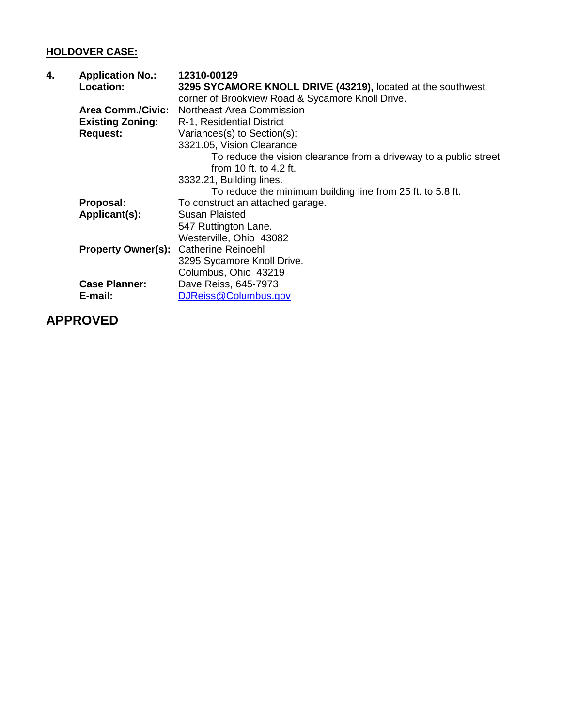**HOLDOVER CASE:**

**4.** **Application No.:** **12310-00129**

**Location:** **3295 SYCAMORE KNOLL DRIVE (43219),** located at the southwest corner of Brookview Road & Sycamore Knoll Drive.

**Area Comm./Civic:** Northeast Area Commission

**Existing Zoning:** R-1, Residential District

**Request:** Variances(s) to Section(s):

3321.05, Vision Clearance

To reduce the vision clearance from a driveway to a public street from 10 ft. to 4.2 ft.

3332.21, Building lines.

To reduce the minimum building line from 25 ft. to 5.8 ft.

**Proposal:** To construct an attached garage.

**Applicant(s):** Susan Plaisted
547 Ruttington Lane.
Westerville, Ohio 43082

**Property Owner(s):** Catherine Reinoehl
3295 Sycamore Knoll Drive.
Columbus, Ohio 43219

**Case Planner:** Dave Reiss, 645-7973

**E-mail:** DJReiss@Columbus.gov

## APPROVED